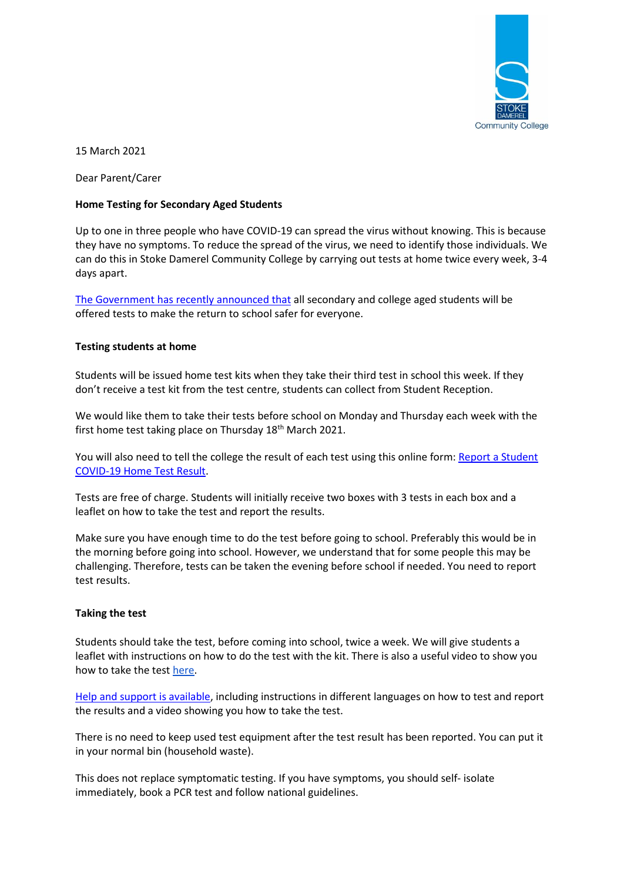15 March 2021

Dear Parent/Carer

**Home Testing for Secondary Aged Students**

Up to one in three people who have COVID-19 can spread the virus without knowing. This is because they have no symptoms. To reduce the spread of the virus, we need to identify those individuals. We can do this in Stoke Damerel Community College by carrying out tests at home twice every week, 3-4 days apart.

The Government has recently announced that all secondary and college aged students will be offered tests to make the return to school safer for everyone.

**Testing students at home**

Students will be issued home test kits when they take their third test in school this week. If they don't receive a test kit from the test centre, students can collect from Student Reception.

We would like them to take their tests before school on Monday and Thursday each week with the first home test taking place on Thursday 18th March 2021.

You will also need to tell the college the result of each test using this online form: Report a Student COVID-19 Home Test Result.

Tests are free of charge. Students will initially receive two boxes with 3 tests in each box and a leaflet on how to take the test and report the results.

Make sure you have enough time to do the test before going to school. Preferably this would be in the morning before going into school. However, we understand that for some people this may be challenging. Therefore, tests can be taken the evening before school if needed. You need to report test results.

**Taking the test**

Students should take the test, before coming into school, twice a week. We will give students a leaflet with instructions on how to do the test with the kit. There is also a useful video to show you how to take the test here.

Help and support is available, including instructions in different languages on how to test and report the results and a video showing you how to take the test.

There is no need to keep used test equipment after the test result has been reported. You can put it in your normal bin (household waste).

This does not replace symptomatic testing. If you have symptoms, you should self- isolate immediately, book a PCR test and follow national guidelines.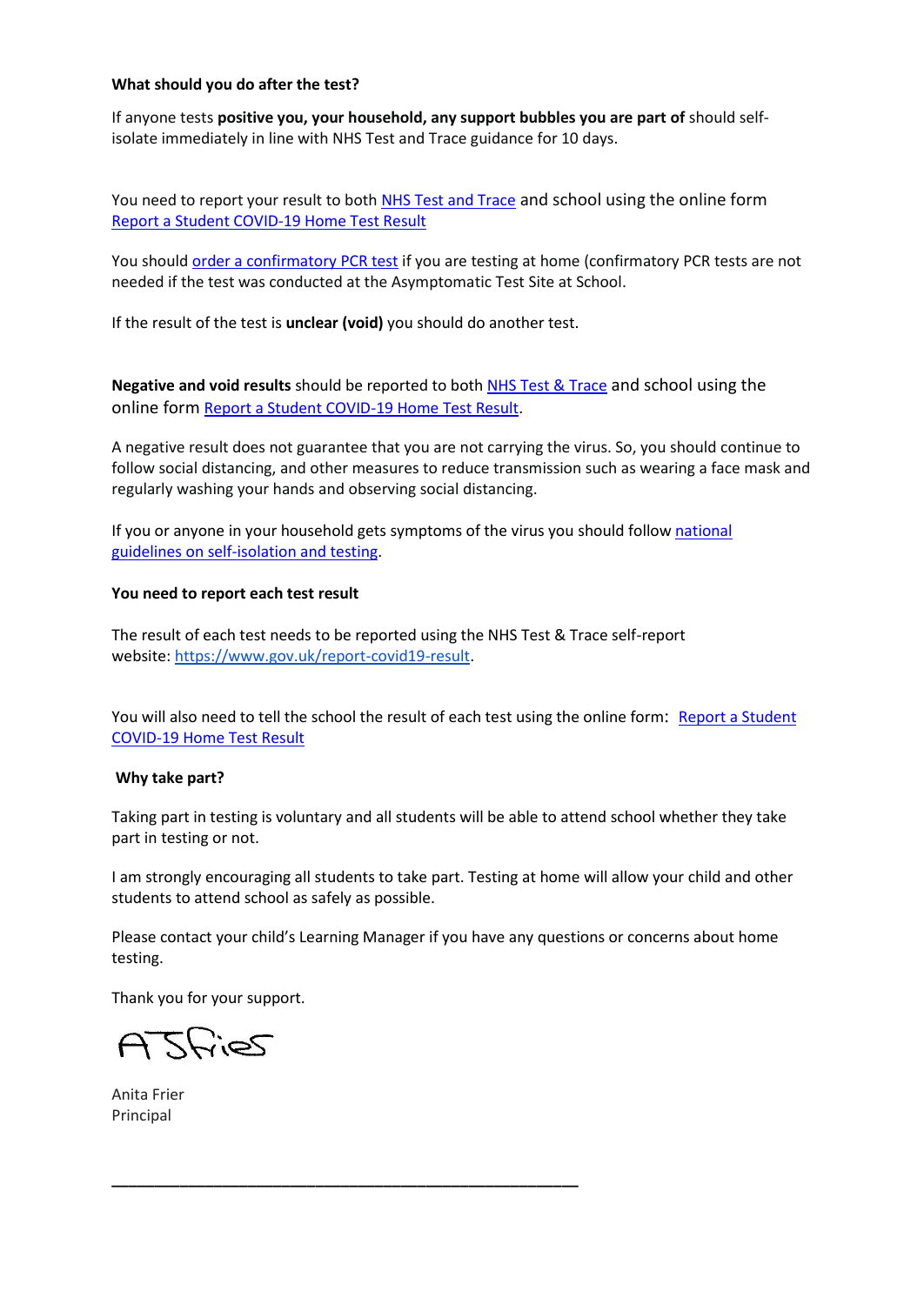**What should you do after the test?**

If anyone tests **positive you, your household, any support bubbles you are part of** should self-isolate immediately in line with NHS Test and Trace guidance for 10 days.

You need to report your result to both NHS Test and Trace and school using the online form Report a Student COVID-19 Home Test Result

You should order a confirmatory PCR test if you are testing at home (confirmatory PCR tests are not needed if the test was conducted at the Asymptomatic Test Site at School.

If the result of the test is **unclear (void)** you should do another test.

**Negative and void results** should be reported to both NHS Test & Trace and school using the online form Report a Student COVID-19 Home Test Result.

A negative result does not guarantee that you are not carrying the virus. So, you should continue to follow social distancing, and other measures to reduce transmission such as wearing a face mask and regularly washing your hands and observing social distancing.

If you or anyone in your household gets symptoms of the virus you should follow national guidelines on self-isolation and testing.

**You need to report each test result**

The result of each test needs to be reported using the NHS Test & Trace self-report website: https://www.gov.uk/report-covid19-result.

You will also need to tell the school the result of each test using the online form: Report a Student COVID-19 Home Test Result

**Why take part?**

Taking part in testing is voluntary and all students will be able to attend school whether they take part in testing or not.

I am strongly encouraging all students to take part. Testing at home will allow your child and other students to attend school as safely as possible.

Please contact your child's Learning Manager if you have any questions or concerns about home testing.

Thank you for your support.

Anita Frier
Principal

---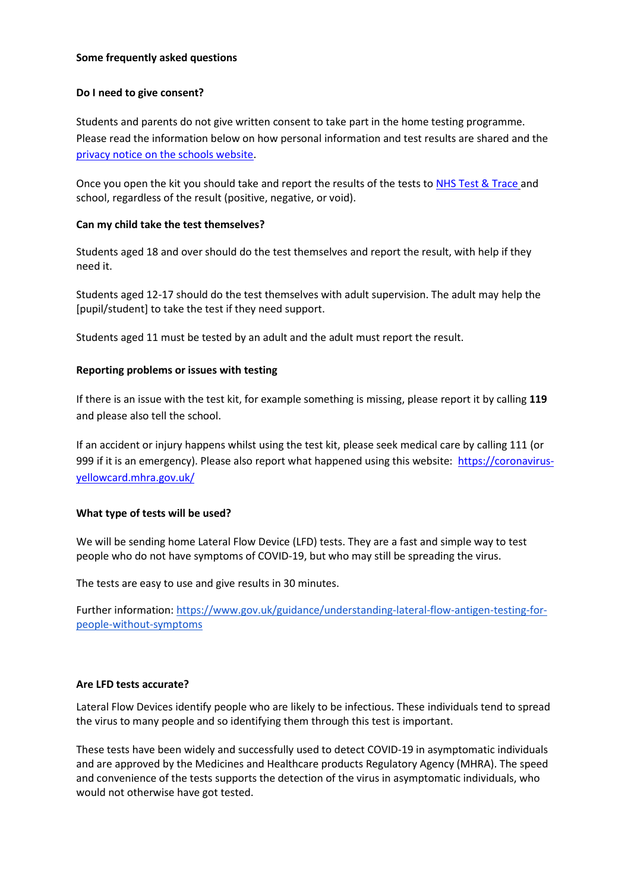**Some frequently asked questions**

**Do I need to give consent?**

Students and parents do not give written consent to take part in the home testing programme. Please read the information below on how personal information and test results are shared and the [privacy notice on the schools website](#).

Once you open the kit you should take and report the results of the tests to [NHS Test & Trace](#) and school, regardless of the result (positive, negative, or void).

**Can my child take the test themselves?**

Students aged 18 and over should do the test themselves and report the result, with help if they need it.

Students aged 12-17 should do the test themselves with adult supervision. The adult may help the [pupil/student] to take the test if they need support.

Students aged 11 must be tested by an adult and the adult must report the result.

**Reporting problems or issues with testing**

If there is an issue with the test kit, for example something is missing, please report it by calling **119** and please also tell the school.

If an accident or injury happens whilst using the test kit, please seek medical care by calling 111 (or 999 if it is an emergency). Please also report what happened using this website: https://coronavirus-yellowcard.mhra.gov.uk/

**What type of tests will be used?**

We will be sending home Lateral Flow Device (LFD) tests. They are a fast and simple way to test people who do not have symptoms of COVID-19, but who may still be spreading the virus.

The tests are easy to use and give results in 30 minutes.

Further information: https://www.gov.uk/guidance/understanding-lateral-flow-antigen-testing-for-people-without-symptoms

**Are LFD tests accurate?**

Lateral Flow Devices identify people who are likely to be infectious. These individuals tend to spread the virus to many people and so identifying them through this test is important.

These tests have been widely and successfully used to detect COVID-19 in asymptomatic individuals and are approved by the Medicines and Healthcare products Regulatory Agency (MHRA). The speed and convenience of the tests supports the detection of the virus in asymptomatic individuals, who would not otherwise have got tested.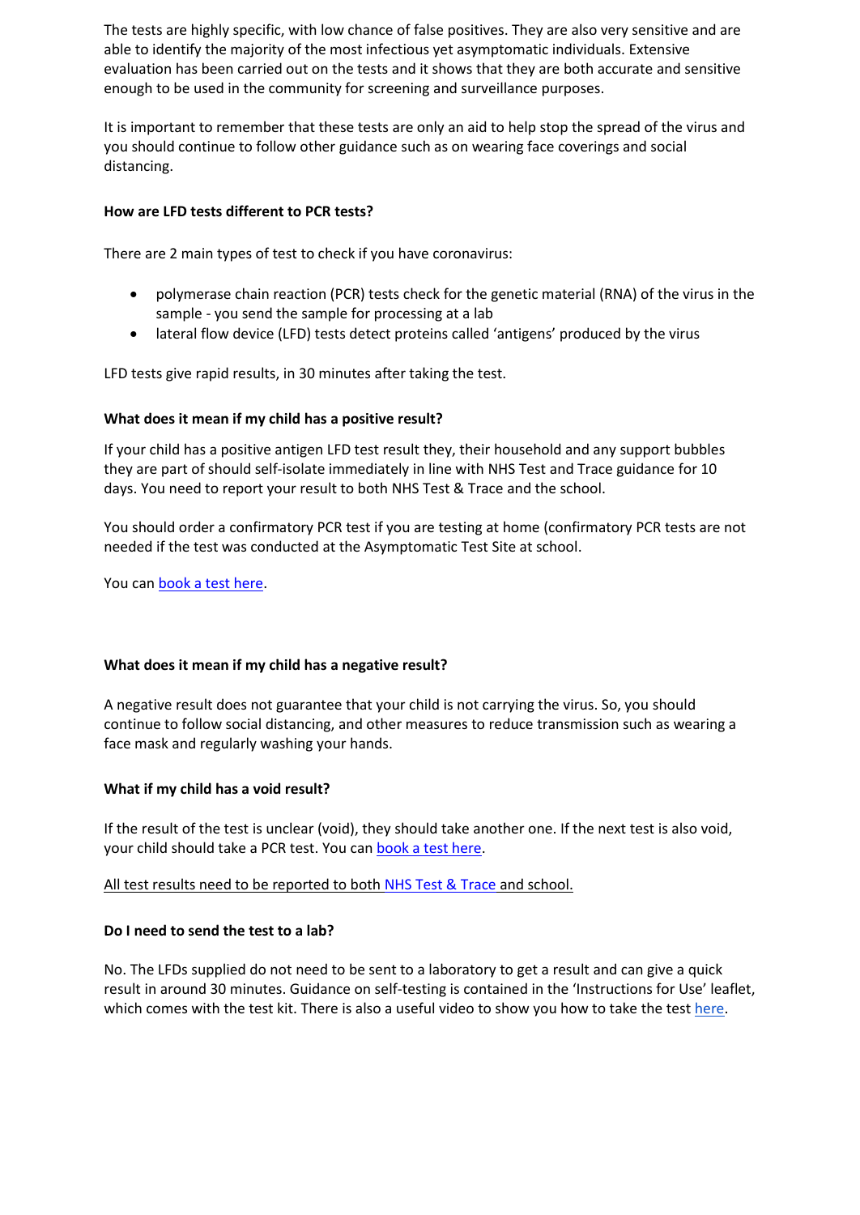The tests are highly specific, with low chance of false positives. They are also very sensitive and are able to identify the majority of the most infectious yet asymptomatic individuals. Extensive evaluation has been carried out on the tests and it shows that they are both accurate and sensitive enough to be used in the community for screening and surveillance purposes.

It is important to remember that these tests are only an aid to help stop the spread of the virus and you should continue to follow other guidance such as on wearing face coverings and social distancing.

**How are LFD tests different to PCR tests?**

There are 2 main types of test to check if you have coronavirus:

- polymerase chain reaction (PCR) tests check for the genetic material (RNA) of the virus in the sample - you send the sample for processing at a lab
- lateral flow device (LFD) tests detect proteins called 'antigens' produced by the virus

LFD tests give rapid results, in 30 minutes after taking the test.

**What does it mean if my child has a positive result?**

If your child has a positive antigen LFD test result they, their household and any support bubbles they are part of should self-isolate immediately in line with NHS Test and Trace guidance for 10 days. You need to report your result to both NHS Test & Trace and the school.

You should order a confirmatory PCR test if you are testing at home (confirmatory PCR tests are not needed if the test was conducted at the Asymptomatic Test Site at school.

You can book a test here.

**What does it mean if my child has a negative result?**

A negative result does not guarantee that your child is not carrying the virus. So, you should continue to follow social distancing, and other measures to reduce transmission such as wearing a face mask and regularly washing your hands.

**What if my child has a void result?**

If the result of the test is unclear (void), they should take another one. If the next test is also void, your child should take a PCR test. You can book a test here.

All test results need to be reported to both NHS Test & Trace and school.

**Do I need to send the test to a lab?**

No. The LFDs supplied do not need to be sent to a laboratory to get a result and can give a quick result in around 30 minutes. Guidance on self-testing is contained in the 'Instructions for Use' leaflet, which comes with the test kit. There is also a useful video to show you how to take the test here.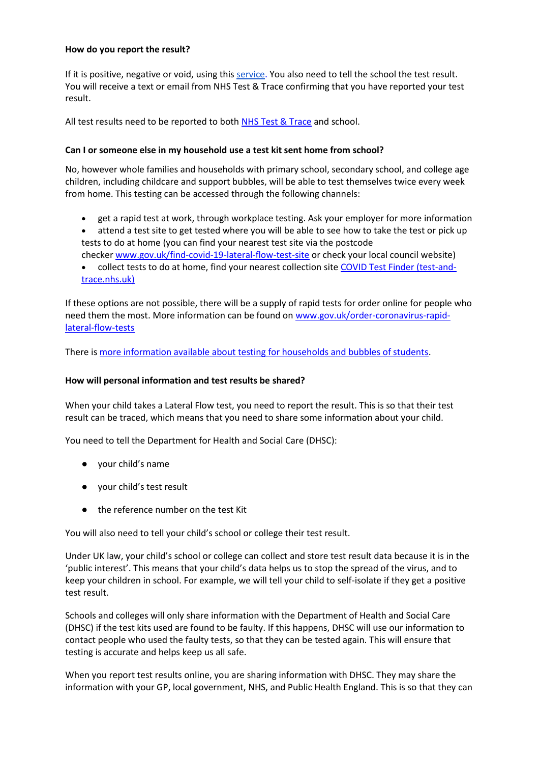**How do you report the result?**

If it is positive, negative or void, using this [service](). You also need to tell the school the test result. You will receive a text or email from NHS Test & Trace confirming that you have reported your test result.

All test results need to be reported to both [NHS Test & Trace]() and school.

**Can I or someone else in my household use a test kit sent home from school?**

No, however whole families and households with primary school, secondary school, and college age children, including childcare and support bubbles, will be able to test themselves twice every week from home. This testing can be accessed through the following channels:

- get a rapid test at work, through workplace testing. Ask your employer for more information
- attend a test site to get tested where you will be able to see how to take the test or pick up tests to do at home (you can find your nearest test site via the postcode checker [www.gov.uk/find-covid-19-lateral-flow-test-site]() or check your local council website)
- collect tests to do at home, find your nearest collection site [COVID Test Finder (test-and-trace.nhs.uk)]()

If these options are not possible, there will be a supply of rapid tests for order online for people who need them the most. More information can be found on [www.gov.uk/order-coronavirus-rapid-lateral-flow-tests]()

There is [more information available about testing for households and bubbles of students]().

**How will personal information and test results be shared?**

When your child takes a Lateral Flow test, you need to report the result. This is so that their test result can be traced, which means that you need to share some information about your child.

You need to tell the Department for Health and Social Care (DHSC):

- your child's name
- your child's test result
- the reference number on the test Kit

You will also need to tell your child's school or college their test result.

Under UK law, your child's school or college can collect and store test result data because it is in the 'public interest'. This means that your child's data helps us to stop the spread of the virus, and to keep your children in school. For example, we will tell your child to self-isolate if they get a positive test result.

Schools and colleges will only share information with the Department of Health and Social Care (DHSC) if the test kits used are found to be faulty. If this happens, DHSC will use our information to contact people who used the faulty tests, so that they can be tested again. This will ensure that testing is accurate and helps keep us all safe.

When you report test results online, you are sharing information with DHSC. They may share the information with your GP, local government, NHS, and Public Health England. This is so that they can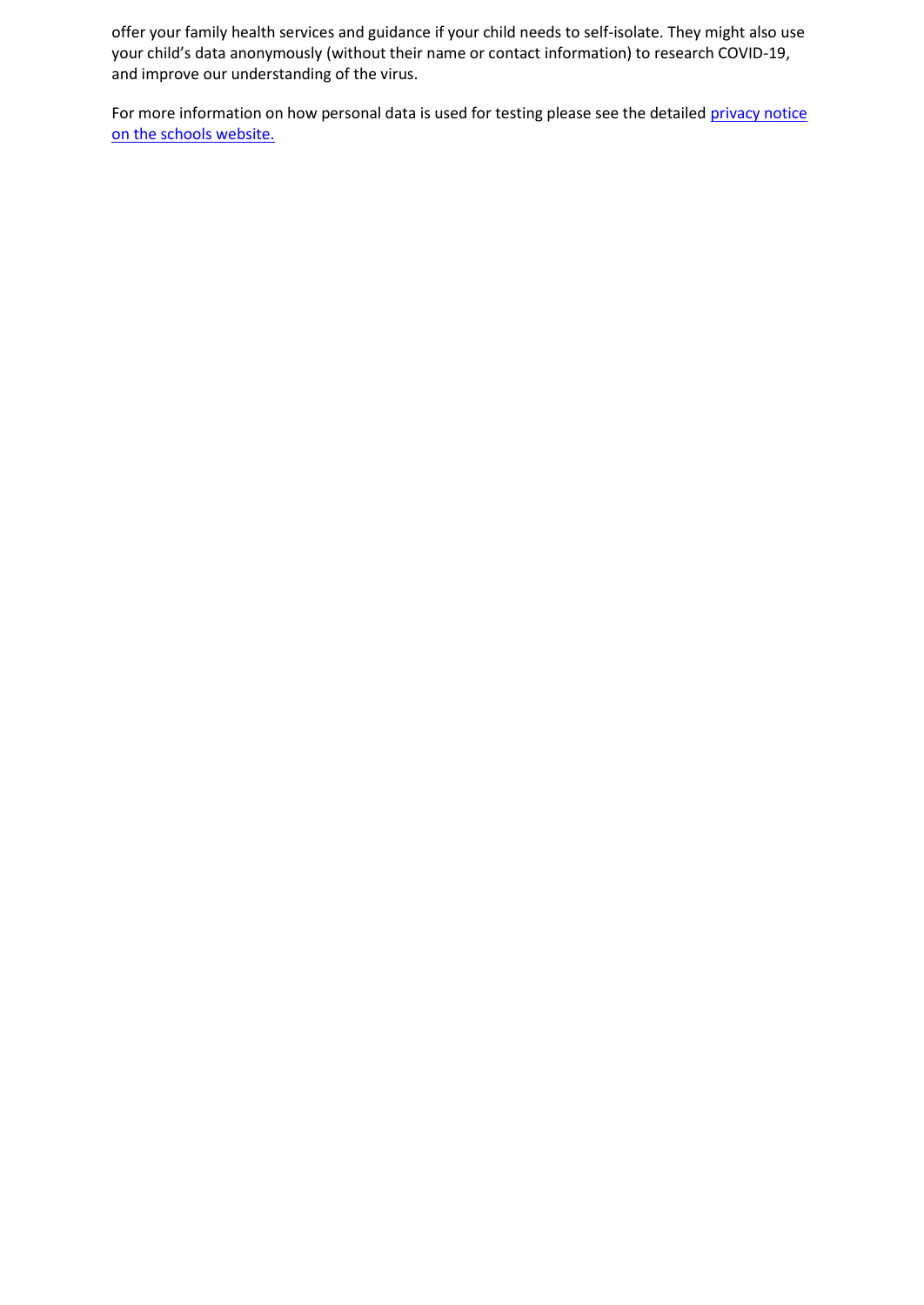offer your family health services and guidance if your child needs to self-isolate. They might also use your child's data anonymously (without their name or contact information) to research COVID-19, and improve our understanding of the virus.

For more information on how personal data is used for testing please see the detailed privacy notice on the schools website.